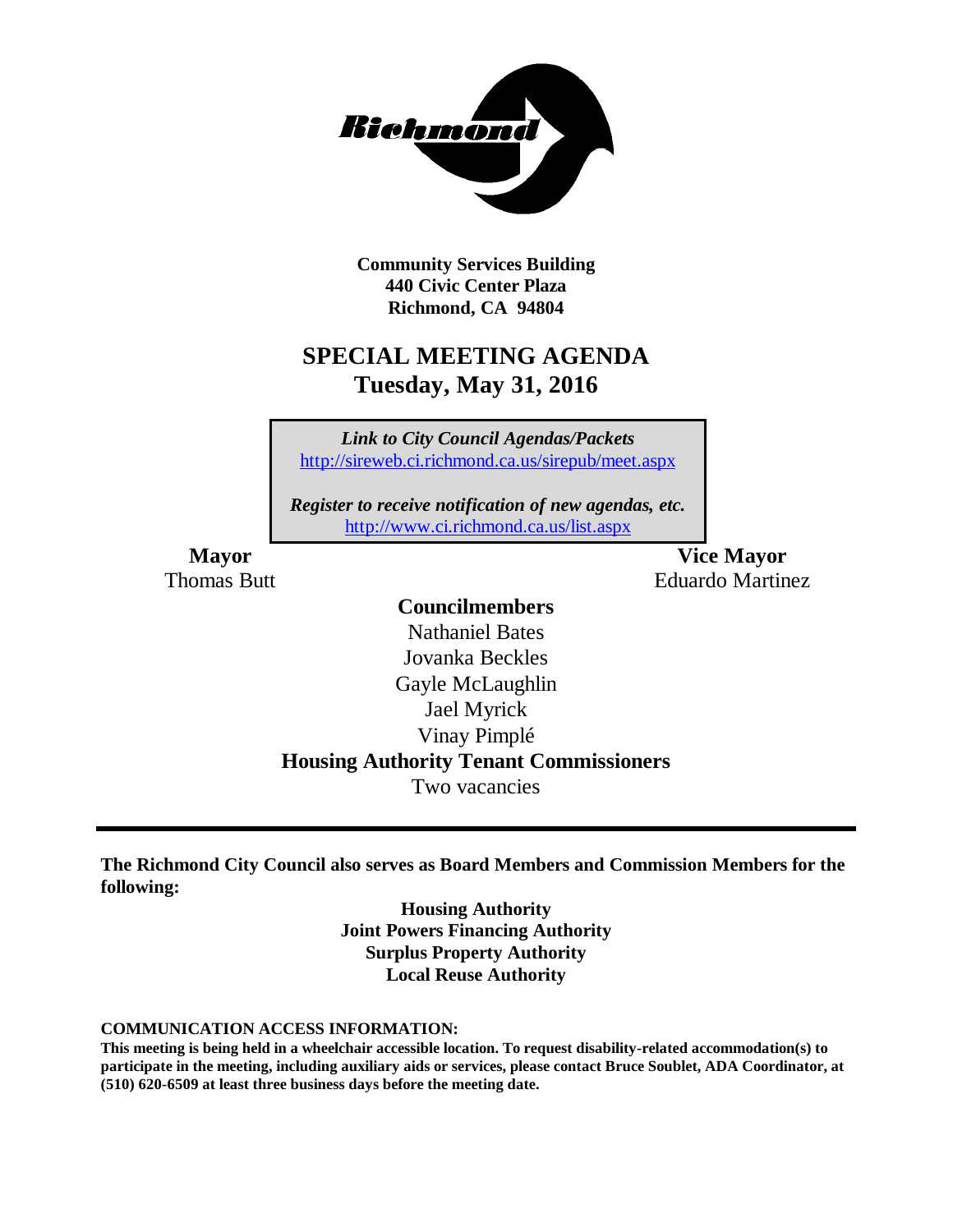**Community Services Building**
**440 Civic Center Plaza**
**Richmond, CA 94804**

# SPECIAL MEETING AGENDA
## Tuesday, May 31, 2016

*Link to City Council Agendas/Packets*
http://sireweb.ci.richmond.ca.us/sirepub/meet.aspx

*Register to receive notification of new agendas, etc.*
http://www.ci.richmond.ca.us/list.aspx

**Mayor**
Thomas Butt

**Vice Mayor**
Eduardo Martinez

**Councilmembers**
Nathaniel Bates
Jovanka Beckles
Gayle McLaughlin
Jael Myrick
Vinay Pimplé

**Housing Authority Tenant Commissioners**
Two vacancies

---

**The Richmond City Council also serves as Board Members and Commission Members for the following:**

**Housing Authority**
**Joint Powers Financing Authority**
**Surplus Property Authority**
**Local Reuse Authority**

**COMMUNICATION ACCESS INFORMATION:**
**This meeting is being held in a wheelchair accessible location. To request disability-related accommodation(s) to participate in the meeting, including auxiliary aids or services, please contact Bruce Soublet, ADA Coordinator, at (510) 620-6509 at least three business days before the meeting date.**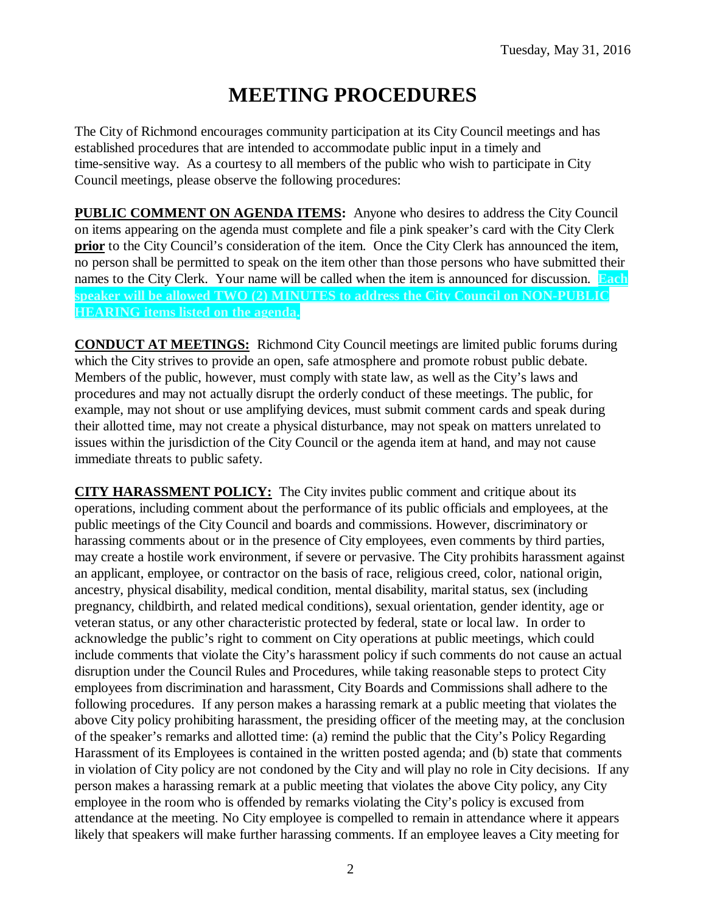# MEETING PROCEDURES

The City of Richmond encourages community participation at its City Council meetings and has established procedures that are intended to accommodate public input in a timely and time-sensitive way. As a courtesy to all members of the public who wish to participate in City Council meetings, please observe the following procedures:

**PUBLIC COMMENT ON AGENDA ITEMS:** Anyone who desires to address the City Council on items appearing on the agenda must complete and file a pink speaker's card with the City Clerk **prior** to the City Council's consideration of the item. Once the City Clerk has announced the item, no person shall be permitted to speak on the item other than those persons who have submitted their names to the City Clerk. Your name will be called when the item is announced for discussion. **Each speaker will be allowed TWO (2) MINUTES to address the City Council on NON-PUBLIC HEARING items listed on the agenda.**

**CONDUCT AT MEETINGS:** Richmond City Council meetings are limited public forums during which the City strives to provide an open, safe atmosphere and promote robust public debate. Members of the public, however, must comply with state law, as well as the City's laws and procedures and may not actually disrupt the orderly conduct of these meetings. The public, for example, may not shout or use amplifying devices, must submit comment cards and speak during their allotted time, may not create a physical disturbance, may not speak on matters unrelated to issues within the jurisdiction of the City Council or the agenda item at hand, and may not cause immediate threats to public safety.

**CITY HARASSMENT POLICY:** The City invites public comment and critique about its operations, including comment about the performance of its public officials and employees, at the public meetings of the City Council and boards and commissions. However, discriminatory or harassing comments about or in the presence of City employees, even comments by third parties, may create a hostile work environment, if severe or pervasive. The City prohibits harassment against an applicant, employee, or contractor on the basis of race, religious creed, color, national origin, ancestry, physical disability, medical condition, mental disability, marital status, sex (including pregnancy, childbirth, and related medical conditions), sexual orientation, gender identity, age or veteran status, or any other characteristic protected by federal, state or local law. In order to acknowledge the public's right to comment on City operations at public meetings, which could include comments that violate the City's harassment policy if such comments do not cause an actual disruption under the Council Rules and Procedures, while taking reasonable steps to protect City employees from discrimination and harassment, City Boards and Commissions shall adhere to the following procedures. If any person makes a harassing remark at a public meeting that violates the above City policy prohibiting harassment, the presiding officer of the meeting may, at the conclusion of the speaker's remarks and allotted time: (a) remind the public that the City's Policy Regarding Harassment of its Employees is contained in the written posted agenda; and (b) state that comments in violation of City policy are not condoned by the City and will play no role in City decisions. If any person makes a harassing remark at a public meeting that violates the above City policy, any City employee in the room who is offended by remarks violating the City's policy is excused from attendance at the meeting. No City employee is compelled to remain in attendance where it appears likely that speakers will make further harassing comments. If an employee leaves a City meeting for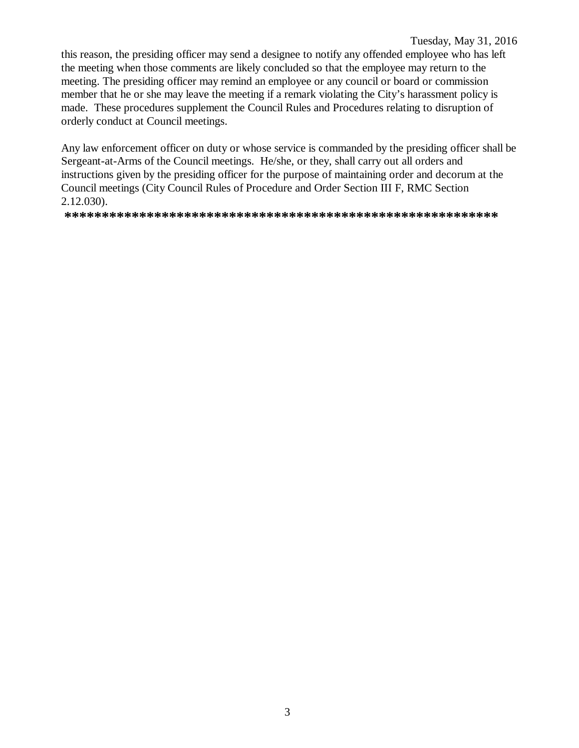this reason, the presiding officer may send a designee to notify any offended employee who has left the meeting when those comments are likely concluded so that the employee may return to the meeting. The presiding officer may remind an employee or any council or board or commission member that he or she may leave the meeting if a remark violating the City's harassment policy is made. These procedures supplement the Council Rules and Procedures relating to disruption of orderly conduct at Council meetings.

Any law enforcement officer on duty or whose service is commanded by the presiding officer shall be Sergeant-at-Arms of the Council meetings. He/she, or they, shall carry out all orders and instructions given by the presiding officer for the purpose of maintaining order and decorum at the Council meetings (City Council Rules of Procedure and Order Section III F, RMC Section 2.12.030).

**************************************************************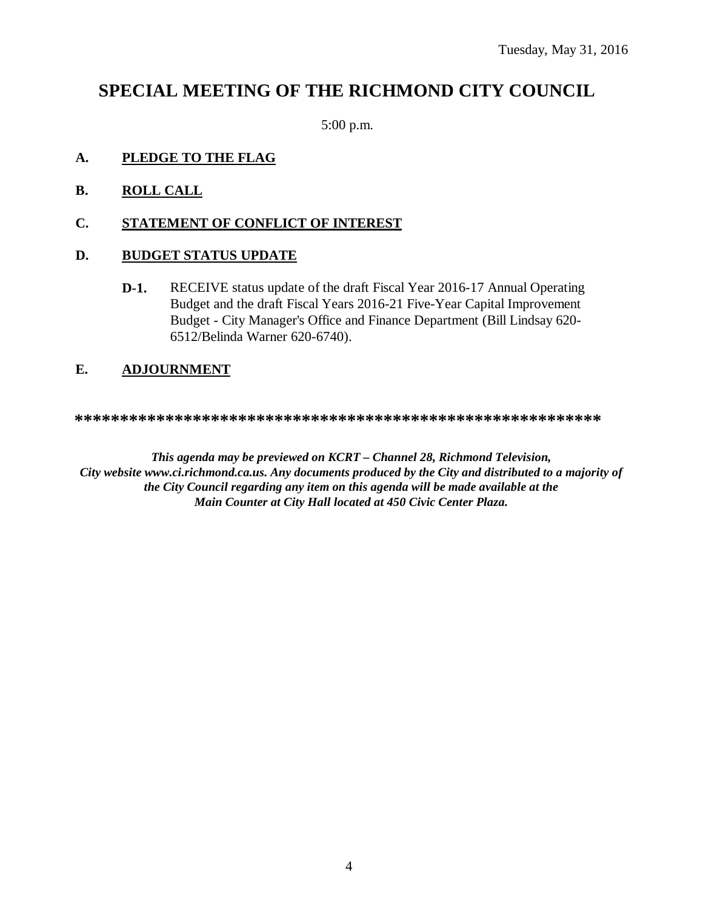Tuesday, May 31, 2016

# SPECIAL MEETING OF THE RICHMOND CITY COUNCIL

5:00 p.m.

**A. PLEDGE TO THE FLAG**

**B. ROLL CALL**

**C. STATEMENT OF CONFLICT OF INTEREST**

**D. BUDGET STATUS UPDATE**

**D-1.** RECEIVE status update of the draft Fiscal Year 2016-17 Annual Operating Budget and the draft Fiscal Years 2016-21 Five-Year Capital Improvement Budget - City Manager's Office and Finance Department (Bill Lindsay 620-6512/Belinda Warner 620-6740).

**E. ADJOURNMENT**

**************************************************************

***This agenda may be previewed on KCRT – Channel 28, Richmond Television, City website www.ci.richmond.ca.us. Any documents produced by the City and distributed to a majority of the City Council regarding any item on this agenda will be made available at the Main Counter at City Hall located at 450 Civic Center Plaza.***